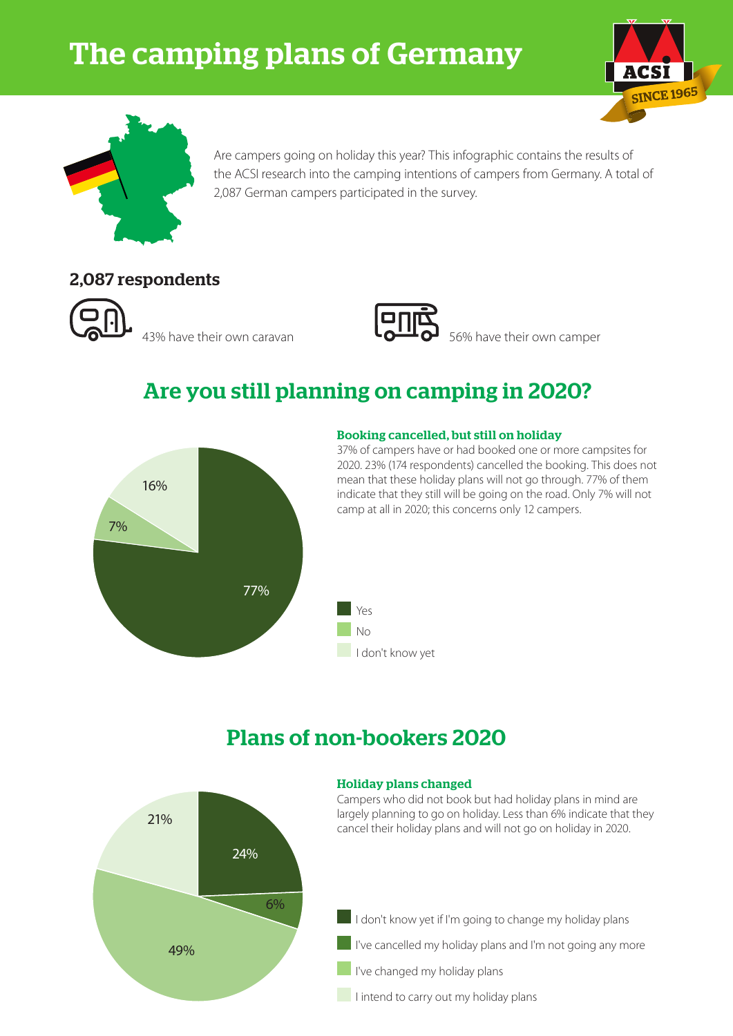# The camping plans of Germany

ACSI SINCE 1965

Are campers going on holiday this year? This infographic contains the results of the ACSI research into the camping intentions of campers from Germany. A total of 2,087 German campers participated in the survey.

### 2,087 respondents

43% have their own caravan

56% have their own camper

## Are you still planning on camping in 2020?

16%

7%

77%

#### Booking cancelled, but still on holiday

37% of campers have or had booked one or more campsites for 2020. 23% (174 respondents) cancelled the booking. This does not mean that these holiday plans will not go through. 77% of them indicate that they still will be going on the road. Only 7% will not camp at all in 2020; this concerns only 12 campers.

- Yes
- No
- I don't know yet

## Plans of non-bookers 2020

21%

24%

6%

49%

#### Holiday plans changed

Campers who did not book but had holiday plans in mind are largely planning to go on holiday. Less than 6% indicate that they cancel their holiday plans and will not go on holiday in 2020.

- I don't know yet if I'm going to change my holiday plans
- I've cancelled my holiday plans and I'm not going any more
- I've changed my holiday plans
- I intend to carry out my holiday plans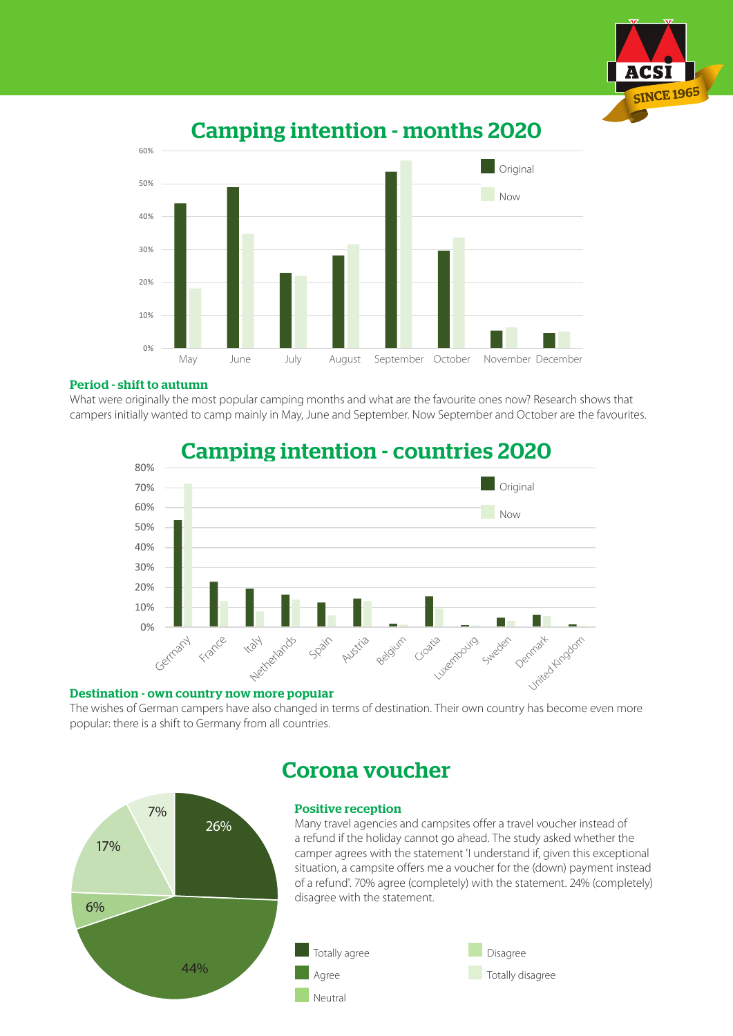ACSI SINCE 1965

## Camping intention - months 2020

60%
50%
40%
30%
20%
10%
0%

May June July August September October November December

Original
Now

### Period - shift to autumn

What were originally the most popular camping months and what are the favourite ones now? Research shows that campers initially wanted to camp mainly in May, June and September. Now September and October are the favourites.

## Camping intention - countries 2020

80%
70%
60%
50%
40%
30%
20%
10%
0%

Germany France Italy Netherlands Spain Austria Belgium Croatia Luxembourg Sweden Denmark United Kingdom

Original
Now

### Destination - own country now more popular

The wishes of German campers have also changed in terms of destination. Their own country has become even more popular: there is a shift to Germany from all countries.

## Corona voucher

26%
44%
6%
17%
7%

### Positive reception

Many travel agencies and campsites offer a travel voucher instead of a refund if the holiday cannot go ahead. The study asked whether the camper agrees with the statement 'I understand if, given this exceptional situation, a campsite offers me a voucher for the (down) payment instead of a refund'. 70% agree (completely) with the statement. 24% (completely) disagree with the statement.

Totally agree
Agree
Neutral
Disagree
Totally disagree